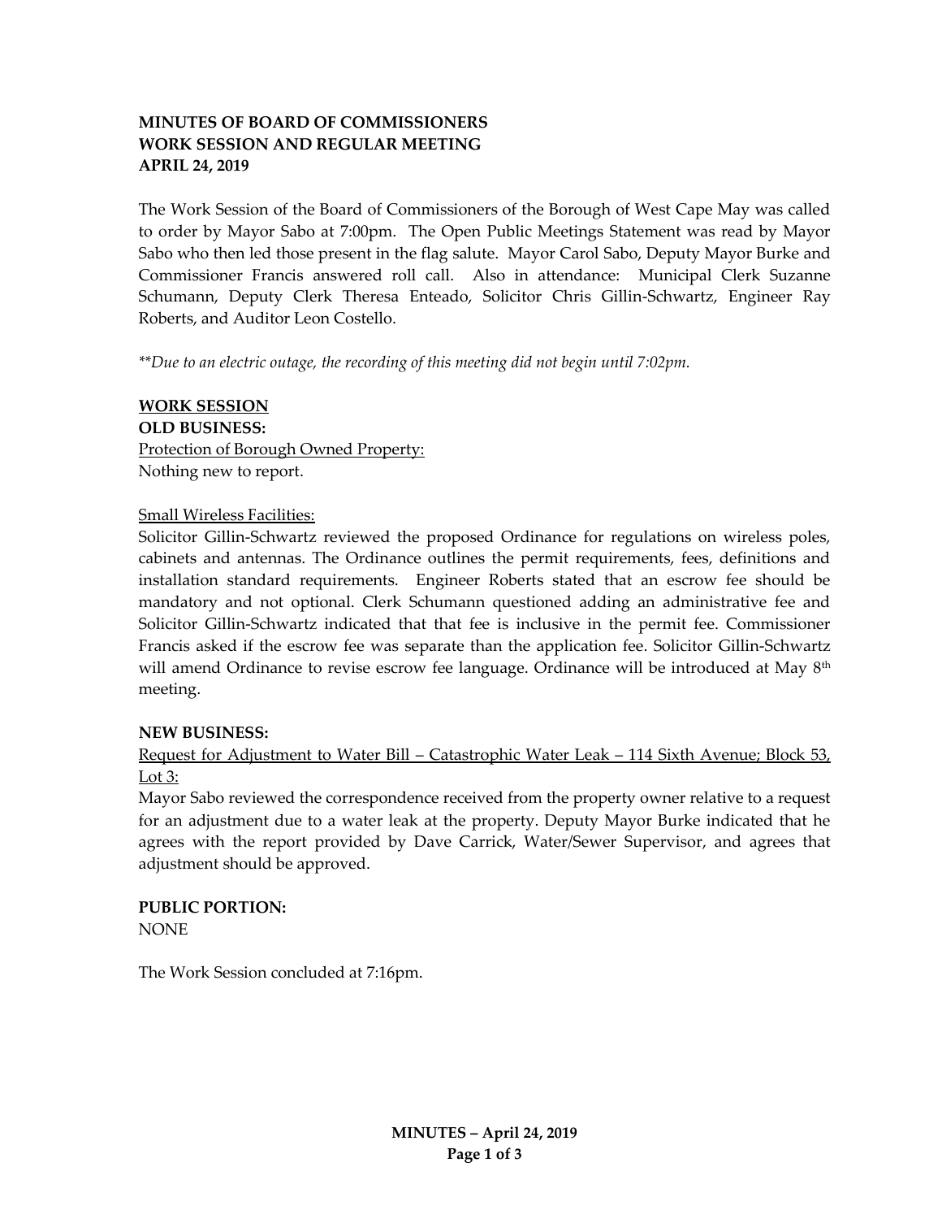**MINUTES OF BOARD OF COMMISSIONERS**
**WORK SESSION AND REGULAR MEETING**
**APRIL 24, 2019**

The Work Session of the Board of Commissioners of the Borough of West Cape May was called to order by Mayor Sabo at 7:00pm. The Open Public Meetings Statement was read by Mayor Sabo who then led those present in the flag salute. Mayor Carol Sabo, Deputy Mayor Burke and Commissioner Francis answered roll call. Also in attendance: Municipal Clerk Suzanne Schumann, Deputy Clerk Theresa Enteado, Solicitor Chris Gillin-Schwartz, Engineer Ray Roberts, and Auditor Leon Costello.

*\*\*Due to an electric outage, the recording of this meeting did not begin until 7:02pm.*

**WORK SESSION**

**OLD BUSINESS:**

Protection of Borough Owned Property:
Nothing new to report.

Small Wireless Facilities:
Solicitor Gillin-Schwartz reviewed the proposed Ordinance for regulations on wireless poles, cabinets and antennas. The Ordinance outlines the permit requirements, fees, definitions and installation standard requirements. Engineer Roberts stated that an escrow fee should be mandatory and not optional. Clerk Schumann questioned adding an administrative fee and Solicitor Gillin-Schwartz indicated that that fee is inclusive in the permit fee. Commissioner Francis asked if the escrow fee was separate than the application fee. Solicitor Gillin-Schwartz will amend Ordinance to revise escrow fee language. Ordinance will be introduced at May 8th meeting.

**NEW BUSINESS:**

Request for Adjustment to Water Bill – Catastrophic Water Leak – 114 Sixth Avenue; Block 53, Lot 3:
Mayor Sabo reviewed the correspondence received from the property owner relative to a request for an adjustment due to a water leak at the property. Deputy Mayor Burke indicated that he agrees with the report provided by Dave Carrick, Water/Sewer Supervisor, and agrees that adjustment should be approved.

**PUBLIC PORTION:**
NONE

The Work Session concluded at 7:16pm.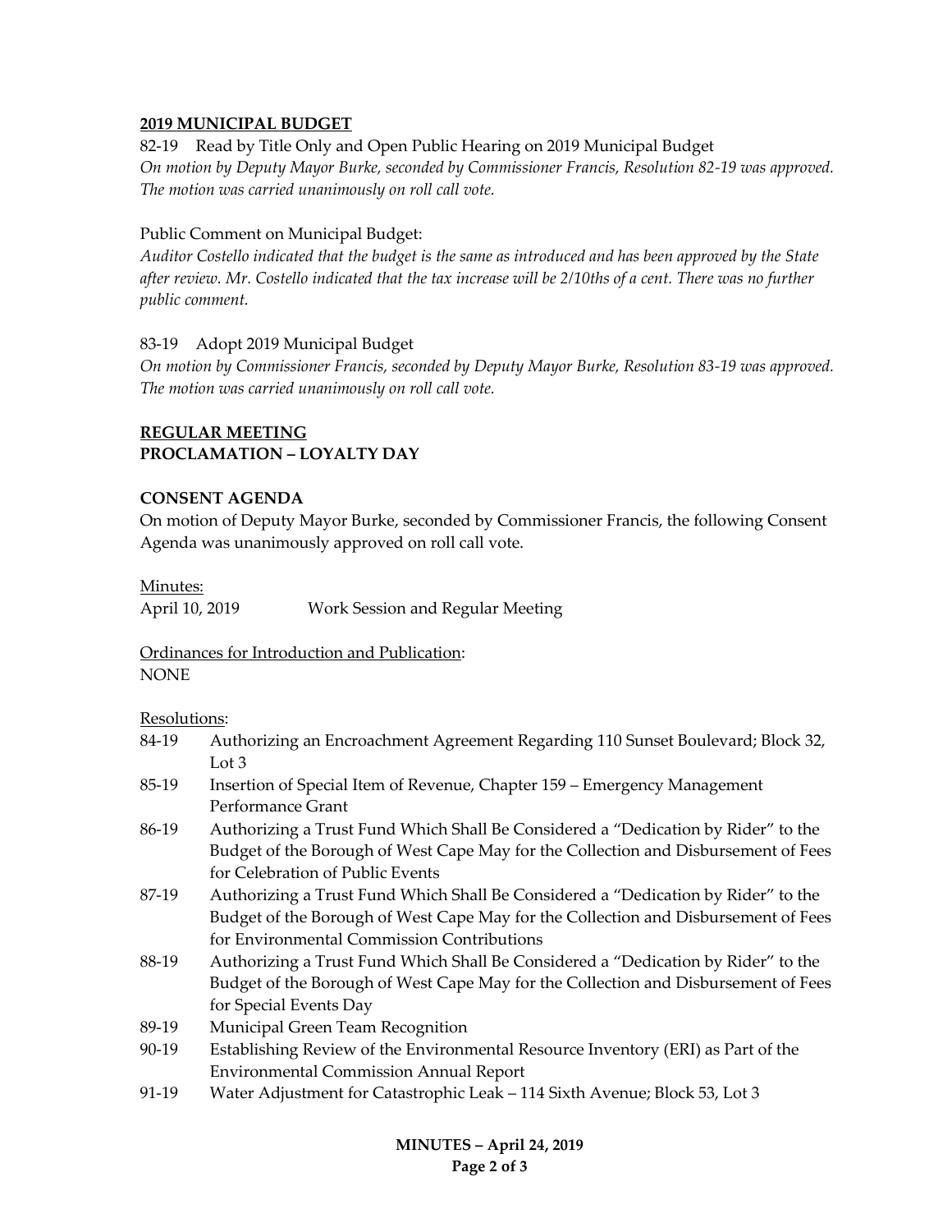**2019 MUNICIPAL BUDGET**

82-19 Read by Title Only and Open Public Hearing on 2019 Municipal Budget

*On motion by Deputy Mayor Burke, seconded by Commissioner Francis, Resolution 82-19 was approved. The motion was carried unanimously on roll call vote.*

Public Comment on Municipal Budget:

*Auditor Costello indicated that the budget is the same as introduced and has been approved by the State after review. Mr. Costello indicated that the tax increase will be 2/10ths of a cent. There was no further public comment.*

83-19 Adopt 2019 Municipal Budget

*On motion by Commissioner Francis, seconded by Deputy Mayor Burke, Resolution 83-19 was approved. The motion was carried unanimously on roll call vote.*

**REGULAR MEETING**

**PROCLAMATION – LOYALTY DAY**

**CONSENT AGENDA**

On motion of Deputy Mayor Burke, seconded by Commissioner Francis, the following Consent Agenda was unanimously approved on roll call vote.

Minutes:

April 10, 2019 Work Session and Regular Meeting

Ordinances for Introduction and Publication:

NONE

Resolutions:

- 84-19 Authorizing an Encroachment Agreement Regarding 110 Sunset Boulevard; Block 32, Lot 3
- 85-19 Insertion of Special Item of Revenue, Chapter 159 – Emergency Management Performance Grant
- 86-19 Authorizing a Trust Fund Which Shall Be Considered a "Dedication by Rider" to the Budget of the Borough of West Cape May for the Collection and Disbursement of Fees for Celebration of Public Events
- 87-19 Authorizing a Trust Fund Which Shall Be Considered a "Dedication by Rider" to the Budget of the Borough of West Cape May for the Collection and Disbursement of Fees for Environmental Commission Contributions
- 88-19 Authorizing a Trust Fund Which Shall Be Considered a "Dedication by Rider" to the Budget of the Borough of West Cape May for the Collection and Disbursement of Fees for Special Events Day
- 89-19 Municipal Green Team Recognition
- 90-19 Establishing Review of the Environmental Resource Inventory (ERI) as Part of the Environmental Commission Annual Report
- 91-19 Water Adjustment for Catastrophic Leak – 114 Sixth Avenue; Block 53, Lot 3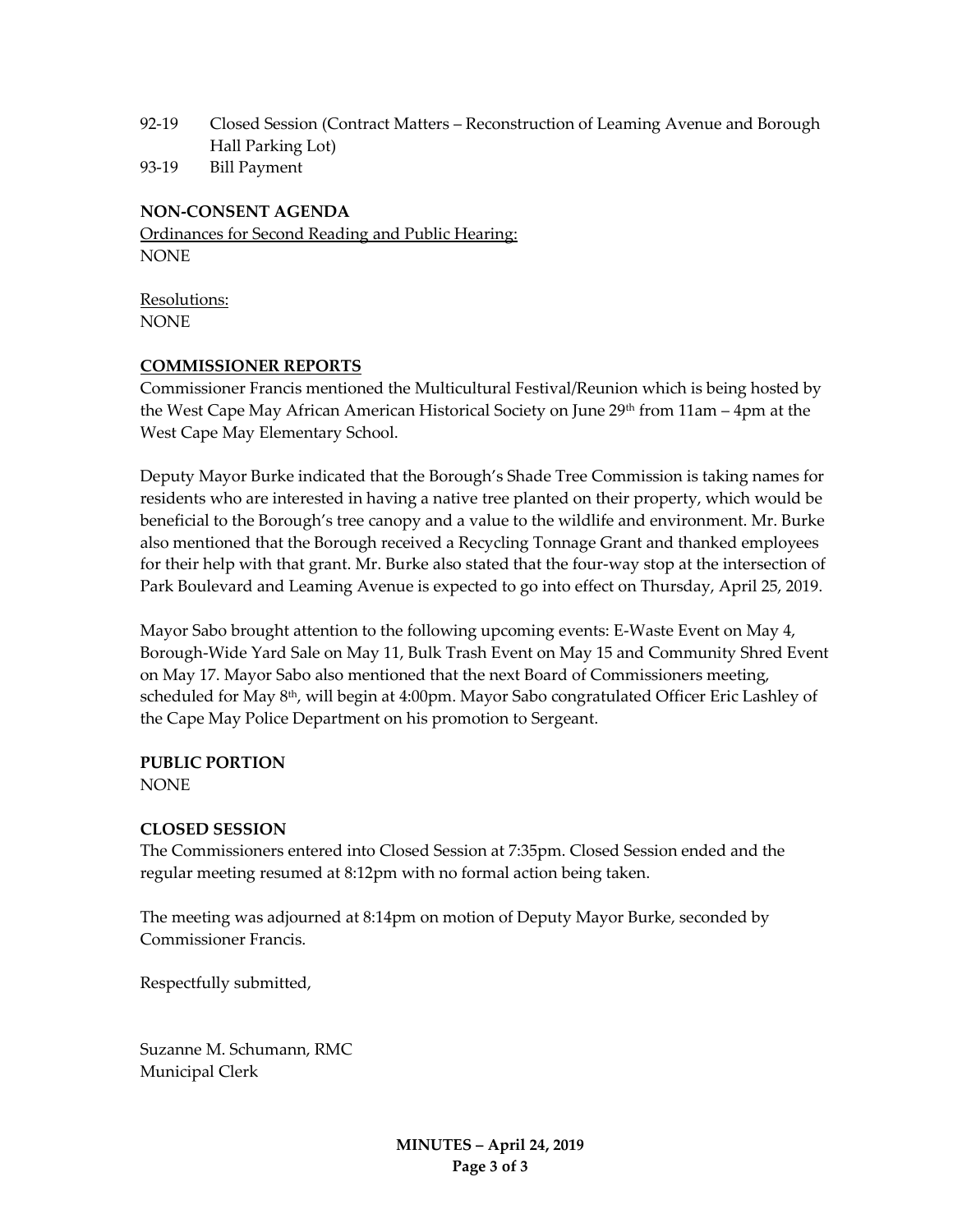92-19 Closed Session (Contract Matters – Reconstruction of Leaming Avenue and Borough Hall Parking Lot)

93-19 Bill Payment

**NON-CONSENT AGENDA**

Ordinances for Second Reading and Public Hearing:
NONE

Resolutions:
NONE

**COMMISSIONER REPORTS**

Commissioner Francis mentioned the Multicultural Festival/Reunion which is being hosted by the West Cape May African American Historical Society on June 29th from 11am – 4pm at the West Cape May Elementary School.

Deputy Mayor Burke indicated that the Borough's Shade Tree Commission is taking names for residents who are interested in having a native tree planted on their property, which would be beneficial to the Borough's tree canopy and a value to the wildlife and environment. Mr. Burke also mentioned that the Borough received a Recycling Tonnage Grant and thanked employees for their help with that grant. Mr. Burke also stated that the four-way stop at the intersection of Park Boulevard and Leaming Avenue is expected to go into effect on Thursday, April 25, 2019.

Mayor Sabo brought attention to the following upcoming events: E-Waste Event on May 4, Borough-Wide Yard Sale on May 11, Bulk Trash Event on May 15 and Community Shred Event on May 17. Mayor Sabo also mentioned that the next Board of Commissioners meeting, scheduled for May 8th, will begin at 4:00pm. Mayor Sabo congratulated Officer Eric Lashley of the Cape May Police Department on his promotion to Sergeant.

**PUBLIC PORTION**

NONE

**CLOSED SESSION**

The Commissioners entered into Closed Session at 7:35pm. Closed Session ended and the regular meeting resumed at 8:12pm with no formal action being taken.

The meeting was adjourned at 8:14pm on motion of Deputy Mayor Burke, seconded by Commissioner Francis.

Respectfully submitted,

Suzanne M. Schumann, RMC
Municipal Clerk

**MINUTES – April 24, 2019**